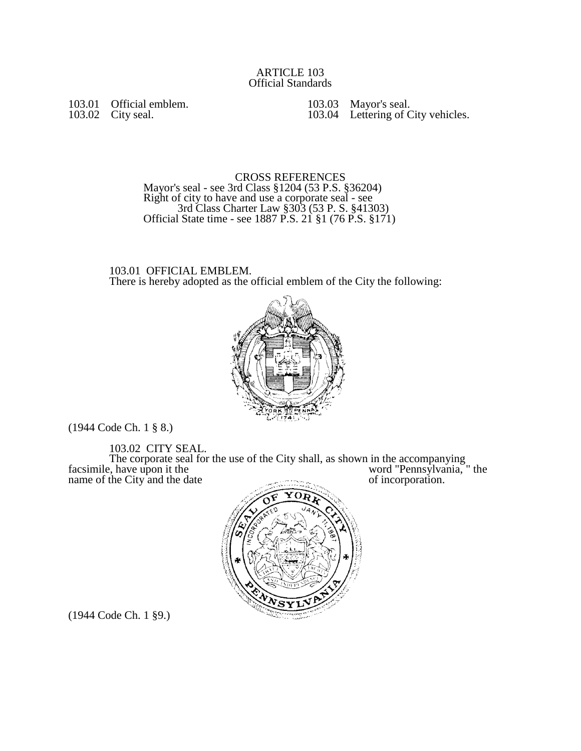# ARTICLE 103
## Official Standards

103.01 Official emblem.
103.02 City seal.
103.03 Mayor's seal.
103.04 Lettering of City vehicles.

CROSS REFERENCES
Mayor's seal - see 3rd Class §1204 (53 P.S. §36204)
Right of city to have and use a corporate seal - see
3rd Class Charter Law §303 (53 P. S. §41303)
Official State time - see 1887 P.S. 21 §1 (76 P.S. §171)

### 103.01 OFFICIAL EMBLEM.

There is hereby adopted as the official emblem of the City the following:

(1944 Code Ch. 1 § 8.)

### 103.02 CITY SEAL.

The corporate seal for the use of the City shall, as shown in the accompanying facsimile, have upon it the word "Pennsylvania, " the name of the City and the date of incorporation.

(1944 Code Ch. 1 §9.)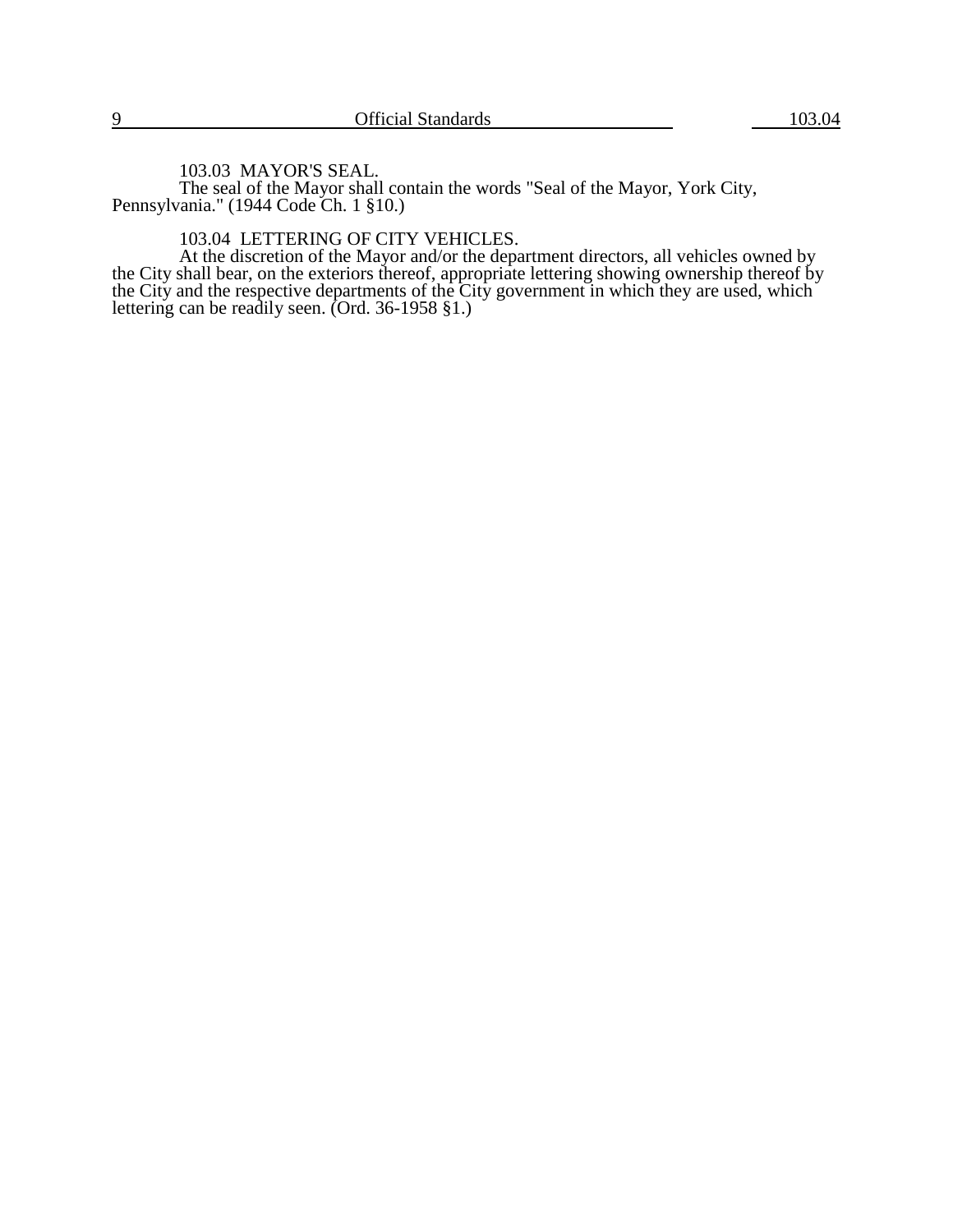### 103.03 MAYOR'S SEAL.

The seal of the Mayor shall contain the words "Seal of the Mayor, York City, Pennsylvania." (1944 Code Ch. 1 §10.)

### 103.04 LETTERING OF CITY VEHICLES.

At the discretion of the Mayor and/or the department directors, all vehicles owned by the City shall bear, on the exteriors thereof, appropriate lettering showing ownership thereof by the City and the respective departments of the City government in which they are used, which lettering can be readily seen. (Ord. 36-1958 §1.)